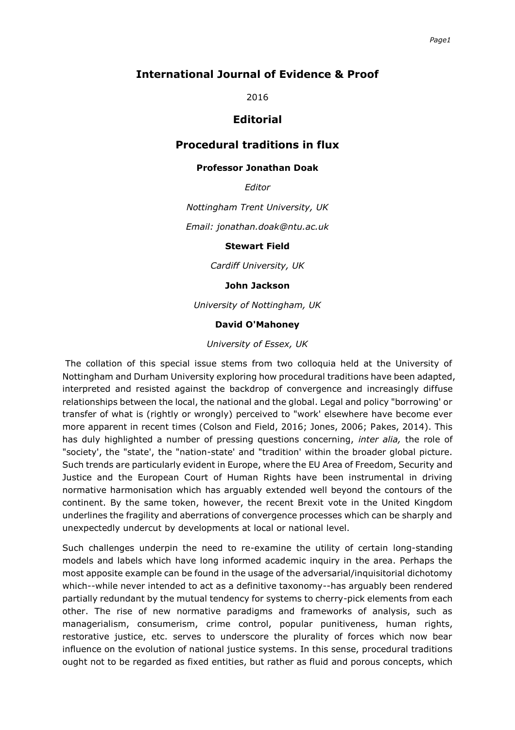# International Journal of Evidence & Proof

2016

## Editorial

## Procedural traditions in flux

**Professor Jonathan Doak**

*Editor*

*Nottingham Trent University, UK*

*Email: jonathan.doak@ntu.ac.uk*

**Stewart Field**

*Cardiff University, UK*

**John Jackson**

*University of Nottingham, UK*

**David O'Mahoney**

*University of Essex, UK*

The collation of this special issue stems from two colloquia held at the University of Nottingham and Durham University exploring how procedural traditions have been adapted, interpreted and resisted against the backdrop of convergence and increasingly diffuse relationships between the local, the national and the global. Legal and policy "borrowing' or transfer of what is (rightly or wrongly) perceived to "work' elsewhere have become ever more apparent in recent times (Colson and Field, 2016; Jones, 2006; Pakes, 2014). This has duly highlighted a number of pressing questions concerning, *inter alia,* the role of "society', the "state', the "nation-state' and "tradition' within the broader global picture. Such trends are particularly evident in Europe, where the EU Area of Freedom, Security and Justice and the European Court of Human Rights have been instrumental in driving normative harmonisation which has arguably extended well beyond the contours of the continent. By the same token, however, the recent Brexit vote in the United Kingdom underlines the fragility and aberrations of convergence processes which can be sharply and unexpectedly undercut by developments at local or national level.

Such challenges underpin the need to re-examine the utility of certain long-standing models and labels which have long informed academic inquiry in the area. Perhaps the most apposite example can be found in the usage of the adversarial/inquisitorial dichotomy which--while never intended to act as a definitive taxonomy--has arguably been rendered partially redundant by the mutual tendency for systems to cherry-pick elements from each other. The rise of new normative paradigms and frameworks of analysis, such as managerialism, consumerism, crime control, popular punitiveness, human rights, restorative justice, etc. serves to underscore the plurality of forces which now bear influence on the evolution of national justice systems. In this sense, procedural traditions ought not to be regarded as fixed entities, but rather as fluid and porous concepts, which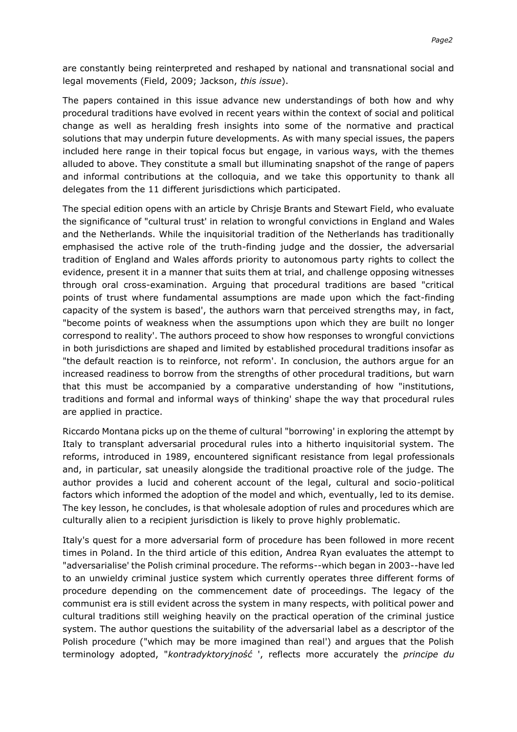are constantly being reinterpreted and reshaped by national and transnational social and legal movements (Field, 2009; Jackson, *this issue*).

The papers contained in this issue advance new understandings of both how and why procedural traditions have evolved in recent years within the context of social and political change as well as heralding fresh insights into some of the normative and practical solutions that may underpin future developments. As with many special issues, the papers included here range in their topical focus but engage, in various ways, with the themes alluded to above. They constitute a small but illuminating snapshot of the range of papers and informal contributions at the colloquia, and we take this opportunity to thank all delegates from the 11 different jurisdictions which participated.

The special edition opens with an article by Chrisje Brants and Stewart Field, who evaluate the significance of "cultural trust' in relation to wrongful convictions in England and Wales and the Netherlands. While the inquisitorial tradition of the Netherlands has traditionally emphasised the active role of the truth-finding judge and the dossier, the adversarial tradition of England and Wales affords priority to autonomous party rights to collect the evidence, present it in a manner that suits them at trial, and challenge opposing witnesses through oral cross-examination. Arguing that procedural traditions are based "critical points of trust where fundamental assumptions are made upon which the fact-finding capacity of the system is based', the authors warn that perceived strengths may, in fact, "become points of weakness when the assumptions upon which they are built no longer correspond to reality'. The authors proceed to show how responses to wrongful convictions in both jurisdictions are shaped and limited by established procedural traditions insofar as "the default reaction is to reinforce, not reform'. In conclusion, the authors argue for an increased readiness to borrow from the strengths of other procedural traditions, but warn that this must be accompanied by a comparative understanding of how "institutions, traditions and formal and informal ways of thinking' shape the way that procedural rules are applied in practice.

Riccardo Montana picks up on the theme of cultural "borrowing' in exploring the attempt by Italy to transplant adversarial procedural rules into a hitherto inquisitorial system. The reforms, introduced in 1989, encountered significant resistance from legal professionals and, in particular, sat uneasily alongside the traditional proactive role of the judge. The author provides a lucid and coherent account of the legal, cultural and socio-political factors which informed the adoption of the model and which, eventually, led to its demise. The key lesson, he concludes, is that wholesale adoption of rules and procedures which are culturally alien to a recipient jurisdiction is likely to prove highly problematic.

Italy's quest for a more adversarial form of procedure has been followed in more recent times in Poland. In the third article of this edition, Andrea Ryan evaluates the attempt to "adversarialise' the Polish criminal procedure. The reforms--which began in 2003--have led to an unwieldy criminal justice system which currently operates three different forms of procedure depending on the commencement date of proceedings. The legacy of the communist era is still evident across the system in many respects, with political power and cultural traditions still weighing heavily on the practical operation of the criminal justice system. The author questions the suitability of the adversarial label as a descriptor of the Polish procedure ("which may be more imagined than real') and argues that the Polish terminology adopted, "*kontradyktoryjność* ', reflects more accurately the *principe du*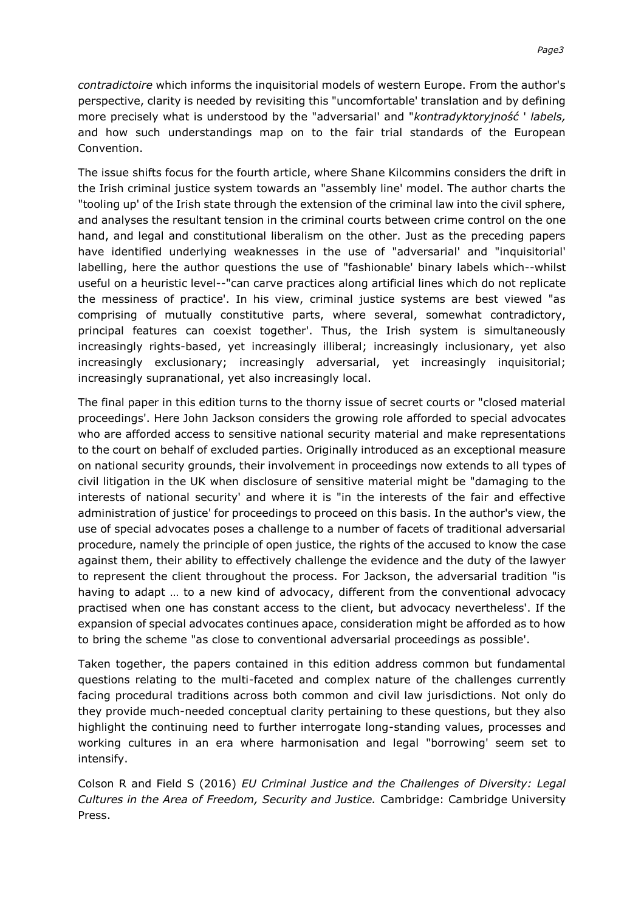*contradictoire* which informs the inquisitorial models of western Europe. From the author's perspective, clarity is needed by revisiting this "uncomfortable' translation and by defining more precisely what is understood by the "adversarial' and "*kontradyktoryjność* ' *labels,* and how such understandings map on to the fair trial standards of the European Convention.

The issue shifts focus for the fourth article, where Shane Kilcommins considers the drift in the Irish criminal justice system towards an "assembly line' model. The author charts the "tooling up' of the Irish state through the extension of the criminal law into the civil sphere, and analyses the resultant tension in the criminal courts between crime control on the one hand, and legal and constitutional liberalism on the other. Just as the preceding papers have identified underlying weaknesses in the use of "adversarial' and "inquisitorial' labelling, here the author questions the use of "fashionable' binary labels which--whilst useful on a heuristic level--"can carve practices along artificial lines which do not replicate the messiness of practice'. In his view, criminal justice systems are best viewed "as comprising of mutually constitutive parts, where several, somewhat contradictory, principal features can coexist together'. Thus, the Irish system is simultaneously increasingly rights-based, yet increasingly illiberal; increasingly inclusionary, yet also increasingly exclusionary; increasingly adversarial, yet increasingly inquisitorial; increasingly supranational, yet also increasingly local.

The final paper in this edition turns to the thorny issue of secret courts or "closed material proceedings'. Here John Jackson considers the growing role afforded to special advocates who are afforded access to sensitive national security material and make representations to the court on behalf of excluded parties. Originally introduced as an exceptional measure on national security grounds, their involvement in proceedings now extends to all types of civil litigation in the UK when disclosure of sensitive material might be "damaging to the interests of national security' and where it is "in the interests of the fair and effective administration of justice' for proceedings to proceed on this basis. In the author's view, the use of special advocates poses a challenge to a number of facets of traditional adversarial procedure, namely the principle of open justice, the rights of the accused to know the case against them, their ability to effectively challenge the evidence and the duty of the lawyer to represent the client throughout the process. For Jackson, the adversarial tradition "is having to adapt … to a new kind of advocacy, different from the conventional advocacy practised when one has constant access to the client, but advocacy nevertheless'. If the expansion of special advocates continues apace, consideration might be afforded as to how to bring the scheme "as close to conventional adversarial proceedings as possible'.

Taken together, the papers contained in this edition address common but fundamental questions relating to the multi-faceted and complex nature of the challenges currently facing procedural traditions across both common and civil law jurisdictions. Not only do they provide much-needed conceptual clarity pertaining to these questions, but they also highlight the continuing need to further interrogate long-standing values, processes and working cultures in an era where harmonisation and legal "borrowing' seem set to intensify.

Colson R and Field S (2016) *EU Criminal Justice and the Challenges of Diversity: Legal Cultures in the Area of Freedom, Security and Justice.* Cambridge: Cambridge University Press.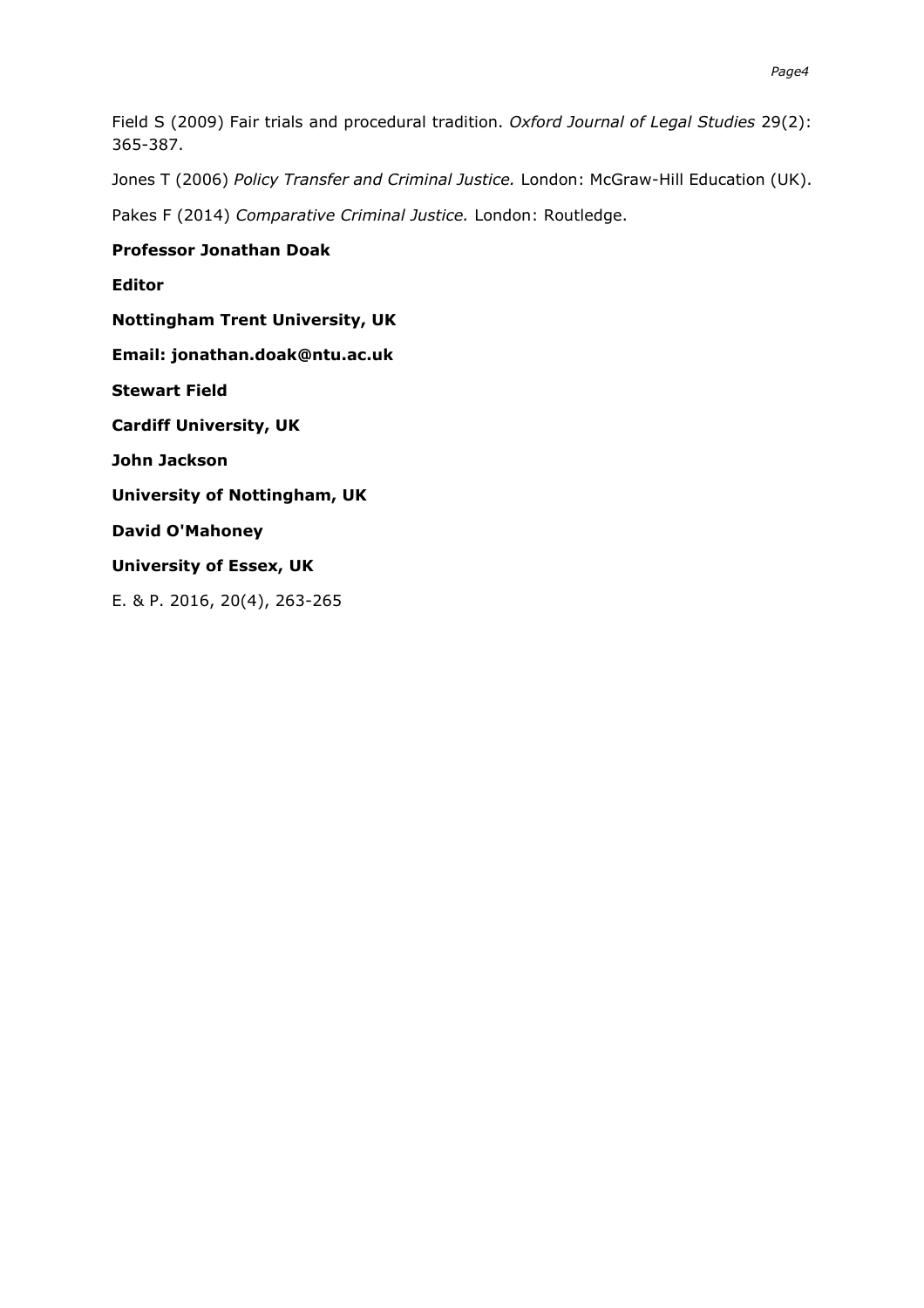Field S (2009) Fair trials and procedural tradition. *Oxford Journal of Legal Studies* 29(2): 365-387.

Jones T (2006) *Policy Transfer and Criminal Justice.* London: McGraw-Hill Education (UK).

Pakes F (2014) *Comparative Criminal Justice.* London: Routledge.

**Professor Jonathan Doak**

**Editor**

**Nottingham Trent University, UK**

**Email: jonathan.doak@ntu.ac.uk**

**Stewart Field**

**Cardiff University, UK**

**John Jackson**

**University of Nottingham, UK**

**David O'Mahoney**

**University of Essex, UK**

E. & P. 2016, 20(4), 263-265